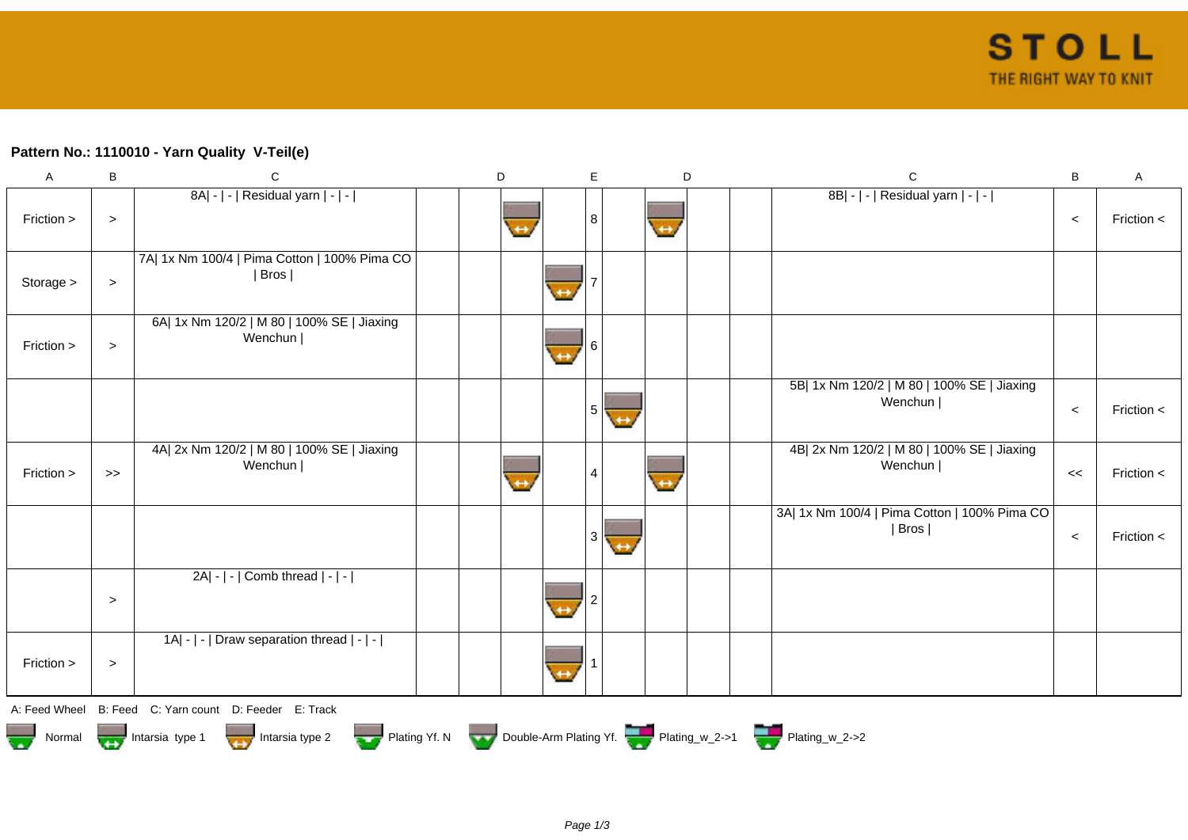## Pattern No.: 1110010 - Yarn Quality V-Teil(e)

| A | B | C | D | | | E | | D | | C | B | A |
|---|---|---|---|---|---|---|---|---|---|---|---|---|
| Friction > | > | 8A\| - \| - \| Residual yarn \| - \| - \| | | | | 8 | | | | 8B\| - \| - \| Residual yarn \| - \| - \| | < | Friction < |
| Storage > | > | 7A\| 1x Nm 100/4 \| Pima Cotton \| 100% Pima CO \| Bros \| | | | | 7 | | | | | | |
| Friction > | > | 6A\| 1x Nm 120/2 \| M 80 \| 100% SE \| Jiaxing Wenchun \| | | | | 6 | | | | | | |
| | | | | | | 5 | | | | 5B\| 1x Nm 120/2 \| M 80 \| 100% SE \| Jiaxing Wenchun \| | < | Friction < |
| Friction > | >> | 4A\| 2x Nm 120/2 \| M 80 \| 100% SE \| Jiaxing Wenchun \| | | | | 4 | | | | 4B\| 2x Nm 120/2 \| M 80 \| 100% SE \| Jiaxing Wenchun \| | << | Friction < |
| | | | | | | 3 | | | | 3A\| 1x Nm 100/4 \| Pima Cotton \| 100% Pima CO \| Bros \| | < | Friction < |
| | > | 2A\| - \| - \| Comb thread \| - \| - \| | | | | 2 | | | | | | |
| Friction > | > | 1A\| - \| - \| Draw separation thread \| - \| - \| | | | | 1 | | | | | | |

A: Feed Wheel B: Feed C: Yarn count D: Feeder E: Track

Normal Intarsia type 1 Intarsia type 2 Plating Yf. N Double-Arm Plating Yf. Plating_w_2->1 Plating_w_2->2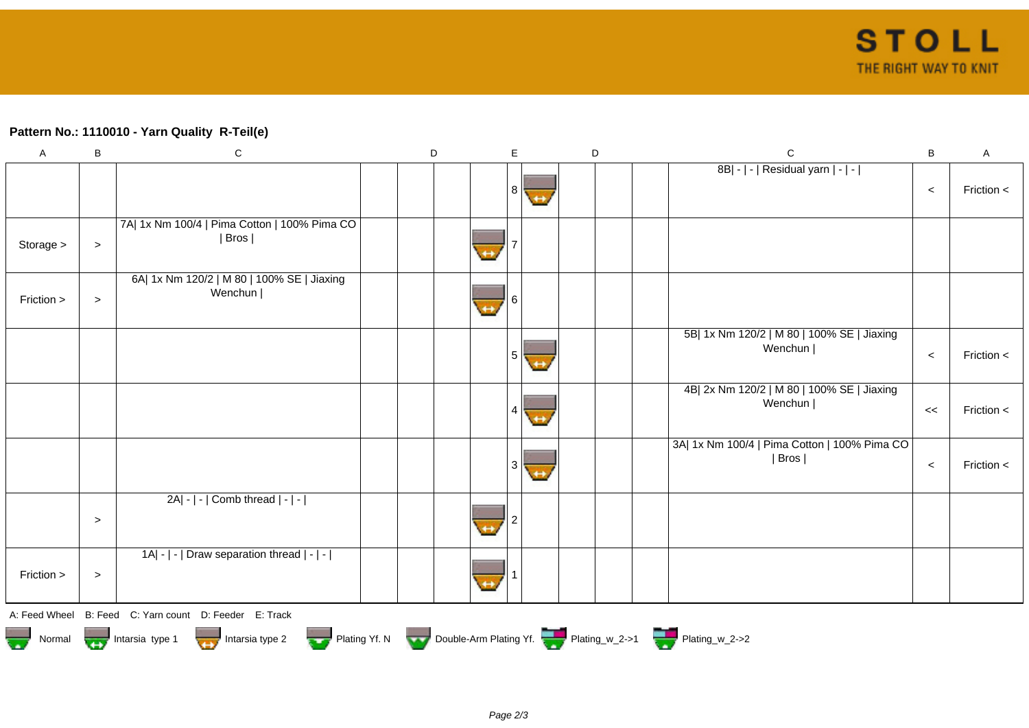**Pattern No.: 1110010 - Yarn Quality R-Teil(e)**

| A | B | C | D | D | D | | E | | D | D | D | C | B | A |
|---|---|---|---|---|---|---|---|---|---|---|---|---|---|---|
| | | | | | | | 8 | | | | | 8B\| - \| - \| Residual yarn \| - \| - \| | < | Friction < |
| Storage > | > | 7A\| 1x Nm 100/4 \| Pima Cotton \| 100% Pima CO \| Bros \| | | | | | 7 | | | | | | | |
| Friction > | > | 6A\| 1x Nm 120/2 \| M 80 \| 100% SE \| Jiaxing Wenchun \| | | | | | 6 | | | | | | | |
| | | | | | | | 5 | | | | | 5B\| 1x Nm 120/2 \| M 80 \| 100% SE \| Jiaxing Wenchun \| | < | Friction < |
| | | | | | | | 4 | | | | | 4B\| 2x Nm 120/2 \| M 80 \| 100% SE \| Jiaxing Wenchun \| | << | Friction < |
| | | | | | | | 3 | | | | | 3A\| 1x Nm 100/4 \| Pima Cotton \| 100% Pima CO \| Bros \| | < | Friction < |
| | > | 2A\| - \| - \| Comb thread \| - \| - \| | | | | | 2 | | | | | | | |
| Friction > | > | 1A\| - \| - \| Draw separation thread \| - \| - \| | | | | | 1 | | | | | | | |

A: Feed Wheel B: Feed C: Yarn count D: Feeder E: Track

Normal, Intarsia type 1, Intarsia type 2, Plating Yf. N, Double-Arm Plating Yf., Plating_w_2->1, Plating_w_2->2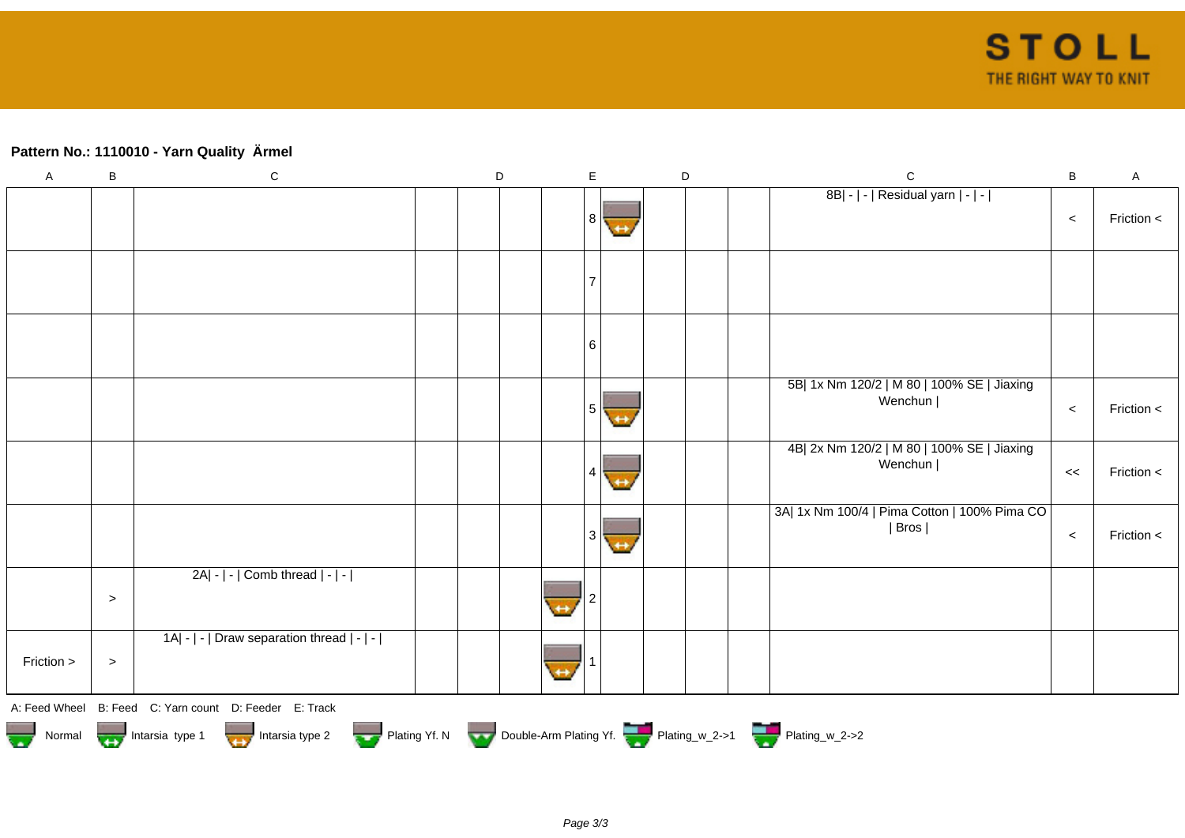## Pattern No.: 1110010 - Yarn Quality  Ärmel

| A | B | C | D | D | D | D | E | D | D | D | D | C | B | A |
|---|---|---|---|---|---|---|---|---|---|---|---|---|---|---|
| | | | | | | | 8 | | | | | 8B\| - \| - \| Residual yarn \| - \| - \| | < | Friction < |
| | | | | | | | 7 | | | | | | | |
| | | | | | | | 6 | | | | | | | |
| | | | | | | | 5 | | | | | 5B\| 1x Nm 120/2 \| M 80 \| 100% SE \| Jiaxing Wenchun \| | < | Friction < |
| | | | | | | | 4 | | | | | 4B\| 2x Nm 120/2 \| M 80 \| 100% SE \| Jiaxing Wenchun \| | << | Friction < |
| | | | | | | | 3 | | | | | 3A\| 1x Nm 100/4 \| Pima Cotton \| 100% Pima CO \| Bros \| | < | Friction < |
| | > | 2A\| - \| - \| Comb thread \| - \| - \| | | | | | 2 | | | | | | | |
| Friction > | > | 1A\| - \| - \| Draw separation thread \| - \| - \| | | | | | 1 | | | | | | | |

A: Feed Wheel B: Feed C: Yarn count D: Feeder E: Track

Normal   Intarsia type 1   Intarsia type 2   Plating Yf. N   Double-Arm Plating Yf.   Plating_w_2->1   Plating_w_2->2